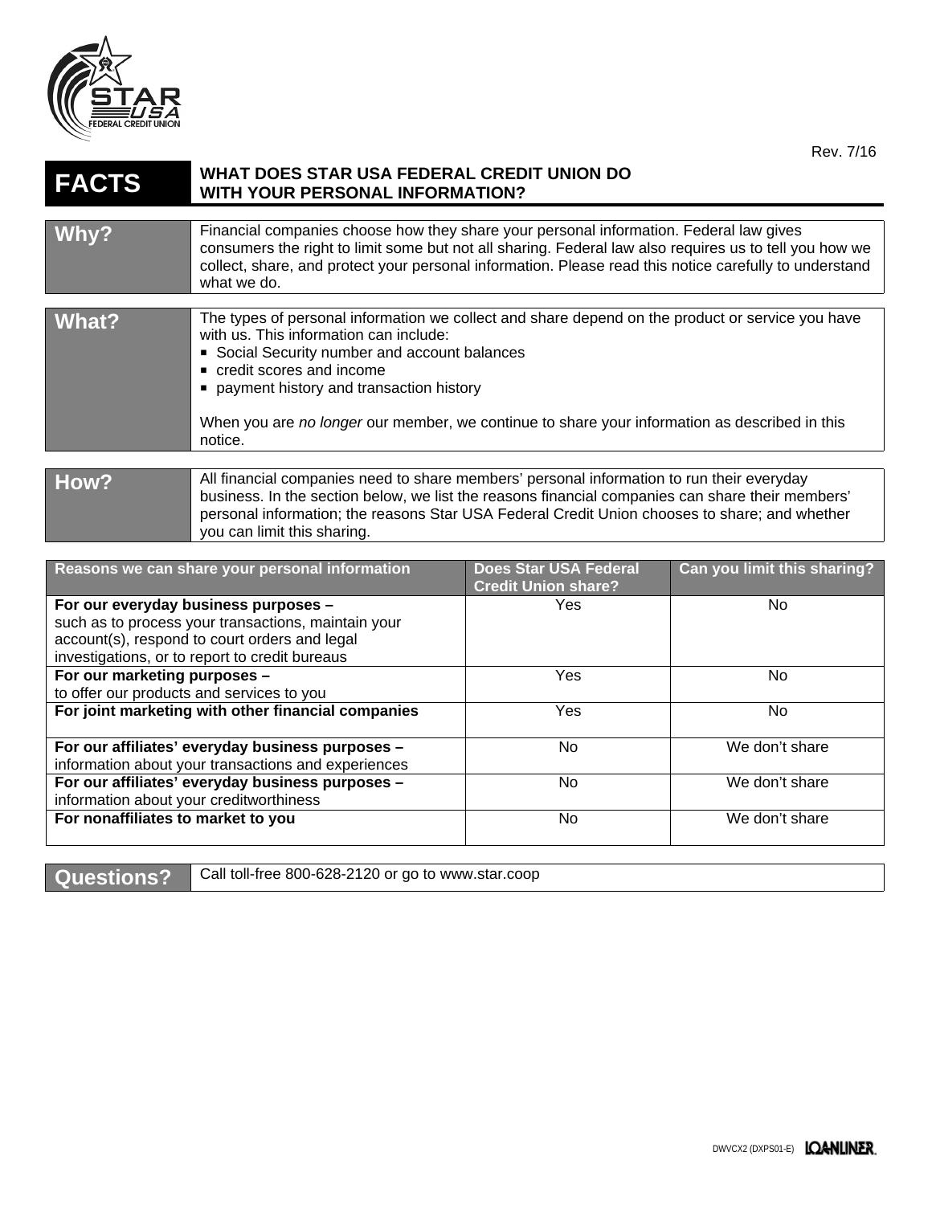Rev. 7/16

# FACTS — WHAT DOES STAR USA FEDERAL CREDIT UNION DO WITH YOUR PERSONAL INFORMATION?

| | |
|---|---|
| **Why?** | Financial companies choose how they share your personal information. Federal law gives consumers the right to limit some but not all sharing. Federal law also requires us to tell you how we collect, share, and protect your personal information. Please read this notice carefully to understand what we do. |
| **What?** | The types of personal information we collect and share depend on the product or service you have with us. This information can include:<br>▪ Social Security number and account balances<br>▪ credit scores and income<br>▪ payment history and transaction history<br><br>When you are *no longer* our member, we continue to share your information as described in this notice. |
| **How?** | All financial companies need to share members' personal information to run their everyday business. In the section below, we list the reasons financial companies can share their members' personal information; the reasons Star USA Federal Credit Union chooses to share; and whether you can limit this sharing. |

| Reasons we can share your personal information | Does Star USA Federal Credit Union share? | Can you limit this sharing? |
|---|---|---|
| **For our everyday business purposes –** such as to process your transactions, maintain your account(s), respond to court orders and legal investigations, or to report to credit bureaus | Yes | No |
| **For our marketing purposes –** to offer our products and services to you | Yes | No |
| **For joint marketing with other financial companies** | Yes | No |
| **For our affiliates' everyday business purposes –** information about your transactions and experiences | No | We don't share |
| **For our affiliates' everyday business purposes –** information about your creditworthiness | No | We don't share |
| **For nonaffiliates to market to you** | No | We don't share |

| | |
|---|---|
| **Questions?** | Call toll-free 800-628-2120 or go to www.star.coop |

DWVCX2 (DXPS01-E) LOANLINER.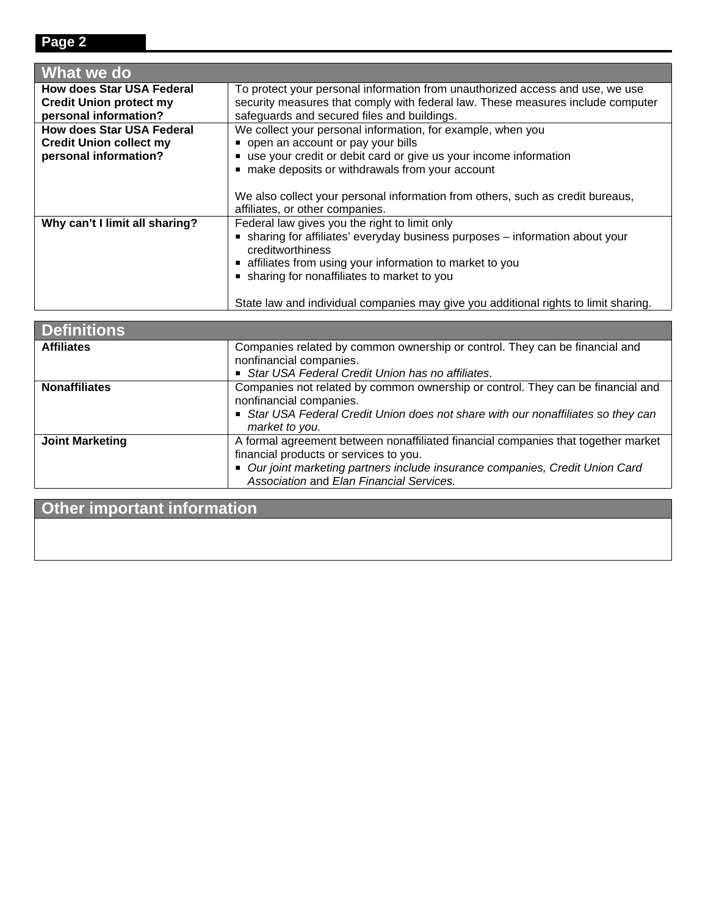| What we do | |
|---|---|
| **How does Star USA Federal Credit Union protect my personal information?** | To protect your personal information from unauthorized access and use, we use security measures that comply with federal law. These measures include computer safeguards and secured files and buildings. |
| **How does Star USA Federal Credit Union collect my personal information?** | We collect your personal information, for example, when you<br>▪ open an account or pay your bills<br>▪ use your credit or debit card or give us your income information<br>▪ make deposits or withdrawals from your account<br><br>We also collect your personal information from others, such as credit bureaus, affiliates, or other companies. |
| **Why can't I limit all sharing?** | Federal law gives you the right to limit only<br>▪ sharing for affiliates' everyday business purposes – information about your creditworthiness<br>▪ affiliates from using your information to market to you<br>▪ sharing for nonaffiliates to market to you<br><br>State law and individual companies may give you additional rights to limit sharing. |

| Definitions | |
|---|---|
| **Affiliates** | Companies related by common ownership or control. They can be financial and nonfinancial companies.<br>▪ *Star USA Federal Credit Union has no affiliates*. |
| **Nonaffiliates** | Companies not related by common ownership or control. They can be financial and nonfinancial companies.<br>▪ *Star USA Federal Credit Union does not share with our nonaffiliates so they can market to you.* |
| **Joint Marketing** | A formal agreement between nonaffiliated financial companies that together market financial products or services to you.<br>▪ *Our joint marketing partners include insurance companies, Credit Union Card Association* and *Elan Financial Services.* |

## Other important information